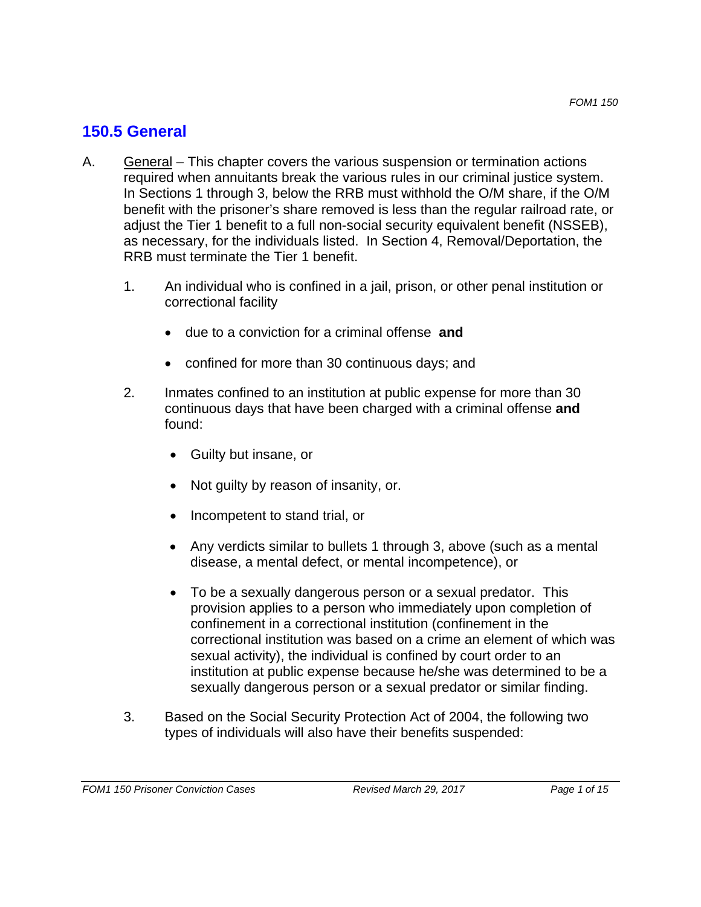## 150.5 General

A. <u>General</u> – This chapter covers the various suspension or termination actions required when annuitants break the various rules in our criminal justice system. In Sections 1 through 3, below the RRB must withhold the O/M share, if the O/M benefit with the prisoner's share removed is less than the regular railroad rate, or adjust the Tier 1 benefit to a full non-social security equivalent benefit (NSSEB), as necessary, for the individuals listed. In Section 4, Removal/Deportation, the RRB must terminate the Tier 1 benefit.

1. An individual who is confined in a jail, prison, or other penal institution or correctional facility

   - due to a conviction for a criminal offense **and**
   - confined for more than 30 continuous days; and

2. Inmates confined to an institution at public expense for more than 30 continuous days that have been charged with a criminal offense **and** found:

   - Guilty but insane, or
   - Not guilty by reason of insanity, or.
   - Incompetent to stand trial, or
   - Any verdicts similar to bullets 1 through 3, above (such as a mental disease, a mental defect, or mental incompetence), or
   - To be a sexually dangerous person or a sexual predator. This provision applies to a person who immediately upon completion of confinement in a correctional institution (confinement in the correctional institution was based on a crime an element of which was sexual activity), the individual is confined by court order to an institution at public expense because he/she was determined to be a sexually dangerous person or a sexual predator or similar finding.

3. Based on the Social Security Protection Act of 2004, the following two types of individuals will also have their benefits suspended: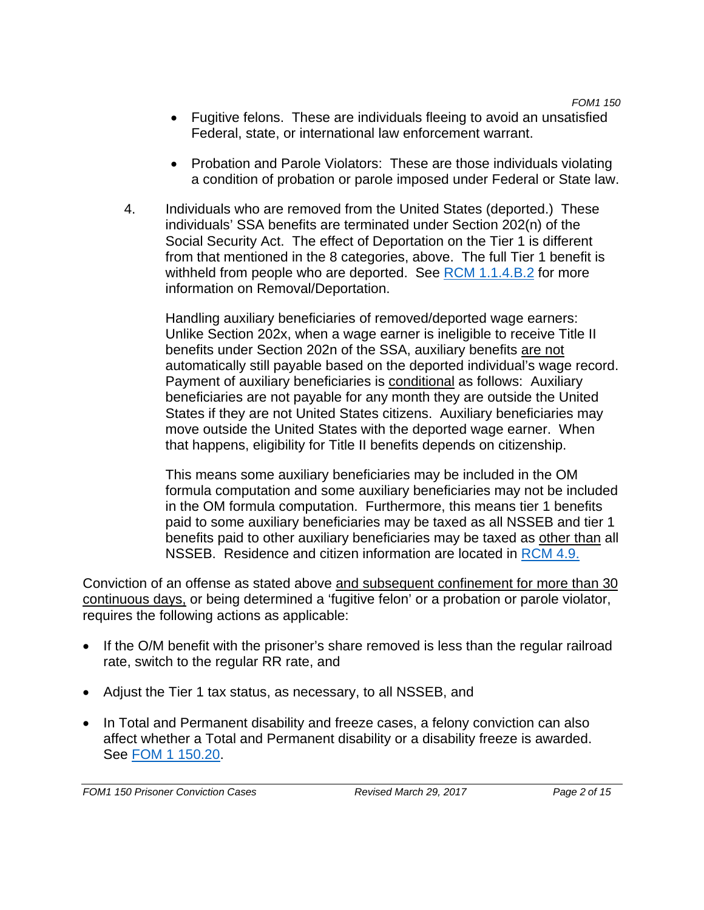- Fugitive felons. These are individuals fleeing to avoid an unsatisfied Federal, state, or international law enforcement warrant.

- Probation and Parole Violators: These are those individuals violating a condition of probation or parole imposed under Federal or State law.

4. Individuals who are removed from the United States (deported.) These individuals' SSA benefits are terminated under Section 202(n) of the Social Security Act. The effect of Deportation on the Tier 1 is different from that mentioned in the 8 categories, above. The full Tier 1 benefit is withheld from people who are deported. See RCM 1.1.4.B.2 for more information on Removal/Deportation.

   Handling auxiliary beneficiaries of removed/deported wage earners: Unlike Section 202x, when a wage earner is ineligible to receive Title II benefits under Section 202n of the SSA, auxiliary benefits <u>are not</u> automatically still payable based on the deported individual's wage record. Payment of auxiliary beneficiaries is <u>conditional</u> as follows: Auxiliary beneficiaries are not payable for any month they are outside the United States if they are not United States citizens. Auxiliary beneficiaries may move outside the United States with the deported wage earner. When that happens, eligibility for Title II benefits depends on citizenship.

   This means some auxiliary beneficiaries may be included in the OM formula computation and some auxiliary beneficiaries may not be included in the OM formula computation. Furthermore, this means tier 1 benefits paid to some auxiliary beneficiaries may be taxed as all NSSEB and tier 1 benefits paid to other auxiliary beneficiaries may be taxed as <u>other than</u> all NSSEB. Residence and citizen information are located in RCM 4.9.

Conviction of an offense as stated above <u>and subsequent confinement for more than 30 continuous days,</u> or being determined a 'fugitive felon' or a probation or parole violator, requires the following actions as applicable:

- If the O/M benefit with the prisoner's share removed is less than the regular railroad rate, switch to the regular RR rate, and

- Adjust the Tier 1 tax status, as necessary, to all NSSEB, and

- In Total and Permanent disability and freeze cases, a felony conviction can also affect whether a Total and Permanent disability or a disability freeze is awarded. See FOM 1 150.20.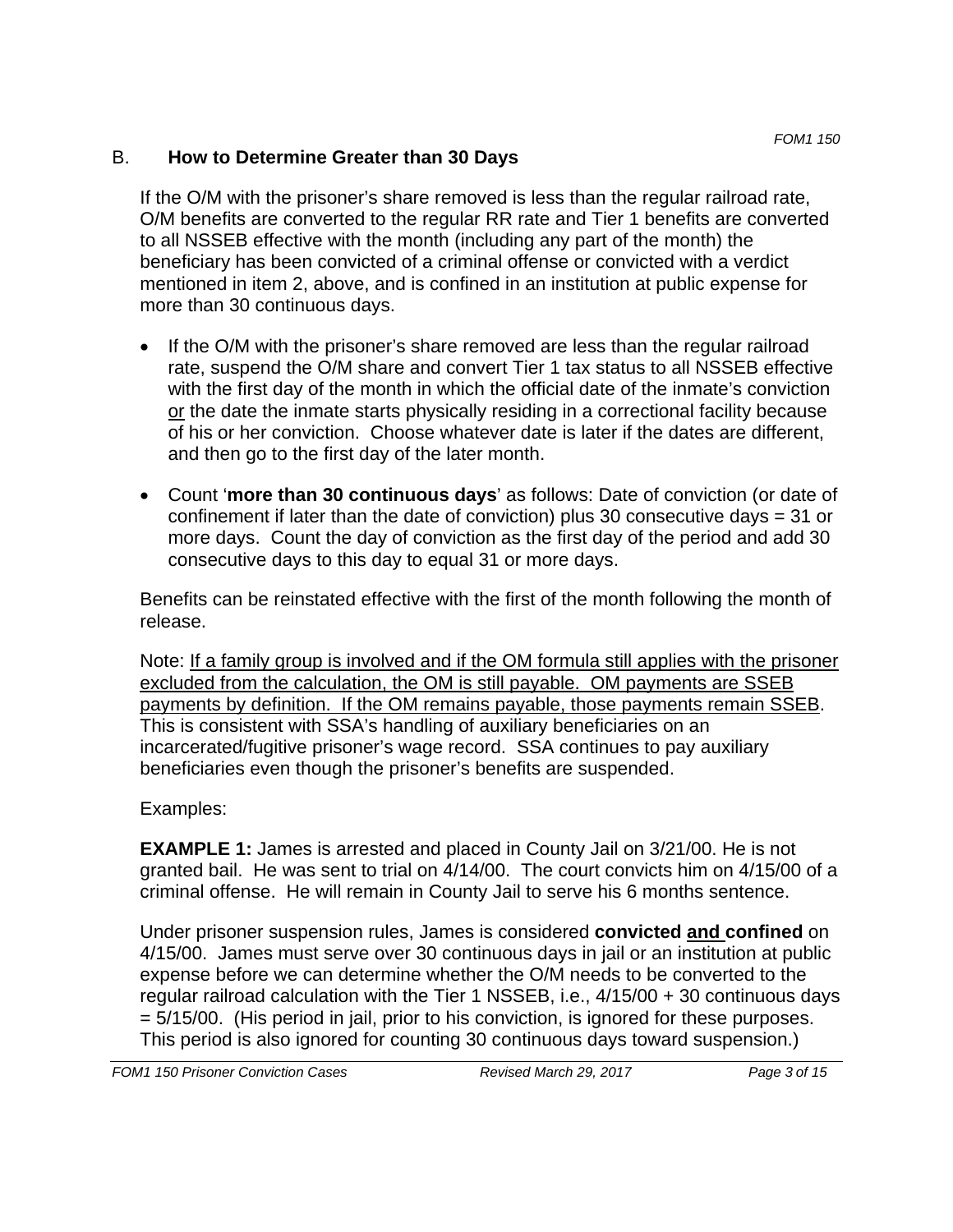## B. **How to Determine Greater than 30 Days**

If the O/M with the prisoner's share removed is less than the regular railroad rate, O/M benefits are converted to the regular RR rate and Tier 1 benefits are converted to all NSSEB effective with the month (including any part of the month) the beneficiary has been convicted of a criminal offense or convicted with a verdict mentioned in item 2, above, and is confined in an institution at public expense for more than 30 continuous days.

- If the O/M with the prisoner's share removed are less than the regular railroad rate, suspend the O/M share and convert Tier 1 tax status to all NSSEB effective with the first day of the month in which the official date of the inmate's conviction <u>or</u> the date the inmate starts physically residing in a correctional facility because of his or her conviction. Choose whatever date is later if the dates are different, and then go to the first day of the later month.
- Count '**more than 30 continuous days**' as follows: Date of conviction (or date of confinement if later than the date of conviction) plus 30 consecutive days = 31 or more days. Count the day of conviction as the first day of the period and add 30 consecutive days to this day to equal 31 or more days.

Benefits can be reinstated effective with the first of the month following the month of release.

Note: <u>If a family group is involved and if the OM formula still applies with the prisoner excluded from the calculation, the OM is still payable. OM payments are SSEB payments by definition. If the OM remains payable, those payments remain SSEB</u>. This is consistent with SSA's handling of auxiliary beneficiaries on an incarcerated/fugitive prisoner's wage record. SSA continues to pay auxiliary beneficiaries even though the prisoner's benefits are suspended.

Examples:

**EXAMPLE 1:** James is arrested and placed in County Jail on 3/21/00. He is not granted bail. He was sent to trial on 4/14/00. The court convicts him on 4/15/00 of a criminal offense. He will remain in County Jail to serve his 6 months sentence.

Under prisoner suspension rules, James is considered **convicted <u>and</u> confined** on 4/15/00. James must serve over 30 continuous days in jail or an institution at public expense before we can determine whether the O/M needs to be converted to the regular railroad calculation with the Tier 1 NSSEB, i.e., 4/15/00 + 30 continuous days = 5/15/00. (His period in jail, prior to his conviction, is ignored for these purposes. This period is also ignored for counting 30 continuous days toward suspension.)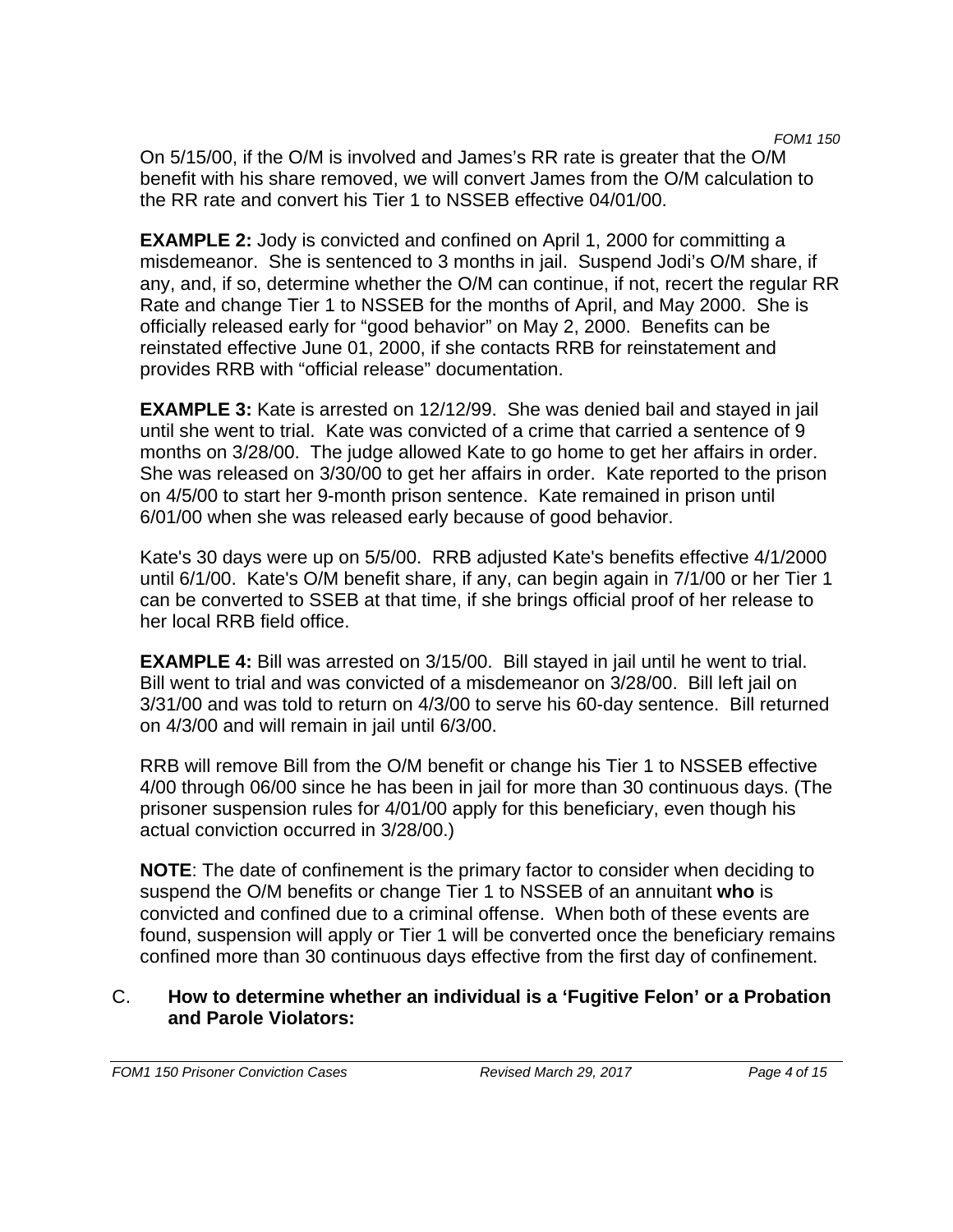On 5/15/00, if the O/M is involved and James's RR rate is greater that the O/M benefit with his share removed, we will convert James from the O/M calculation to the RR rate and convert his Tier 1 to NSSEB effective 04/01/00.

**EXAMPLE 2:** Jody is convicted and confined on April 1, 2000 for committing a misdemeanor. She is sentenced to 3 months in jail. Suspend Jodi's O/M share, if any, and, if so, determine whether the O/M can continue, if not, recert the regular RR Rate and change Tier 1 to NSSEB for the months of April, and May 2000. She is officially released early for "good behavior" on May 2, 2000. Benefits can be reinstated effective June 01, 2000, if she contacts RRB for reinstatement and provides RRB with "official release" documentation.

**EXAMPLE 3:** Kate is arrested on 12/12/99. She was denied bail and stayed in jail until she went to trial. Kate was convicted of a crime that carried a sentence of 9 months on 3/28/00. The judge allowed Kate to go home to get her affairs in order. She was released on 3/30/00 to get her affairs in order. Kate reported to the prison on 4/5/00 to start her 9-month prison sentence. Kate remained in prison until 6/01/00 when she was released early because of good behavior.

Kate's 30 days were up on 5/5/00. RRB adjusted Kate's benefits effective 4/1/2000 until 6/1/00. Kate's O/M benefit share, if any, can begin again in 7/1/00 or her Tier 1 can be converted to SSEB at that time, if she brings official proof of her release to her local RRB field office.

**EXAMPLE 4:** Bill was arrested on 3/15/00. Bill stayed in jail until he went to trial. Bill went to trial and was convicted of a misdemeanor on 3/28/00. Bill left jail on 3/31/00 and was told to return on 4/3/00 to serve his 60-day sentence. Bill returned on 4/3/00 and will remain in jail until 6/3/00.

RRB will remove Bill from the O/M benefit or change his Tier 1 to NSSEB effective 4/00 through 06/00 since he has been in jail for more than 30 continuous days. (The prisoner suspension rules for 4/01/00 apply for this beneficiary, even though his actual conviction occurred in 3/28/00.)

**NOTE**: The date of confinement is the primary factor to consider when deciding to suspend the O/M benefits or change Tier 1 to NSSEB of an annuitant **who** is convicted and confined due to a criminal offense. When both of these events are found, suspension will apply or Tier 1 will be converted once the beneficiary remains confined more than 30 continuous days effective from the first day of confinement.

## C. How to determine whether an individual is a 'Fugitive Felon' or a Probation and Parole Violators: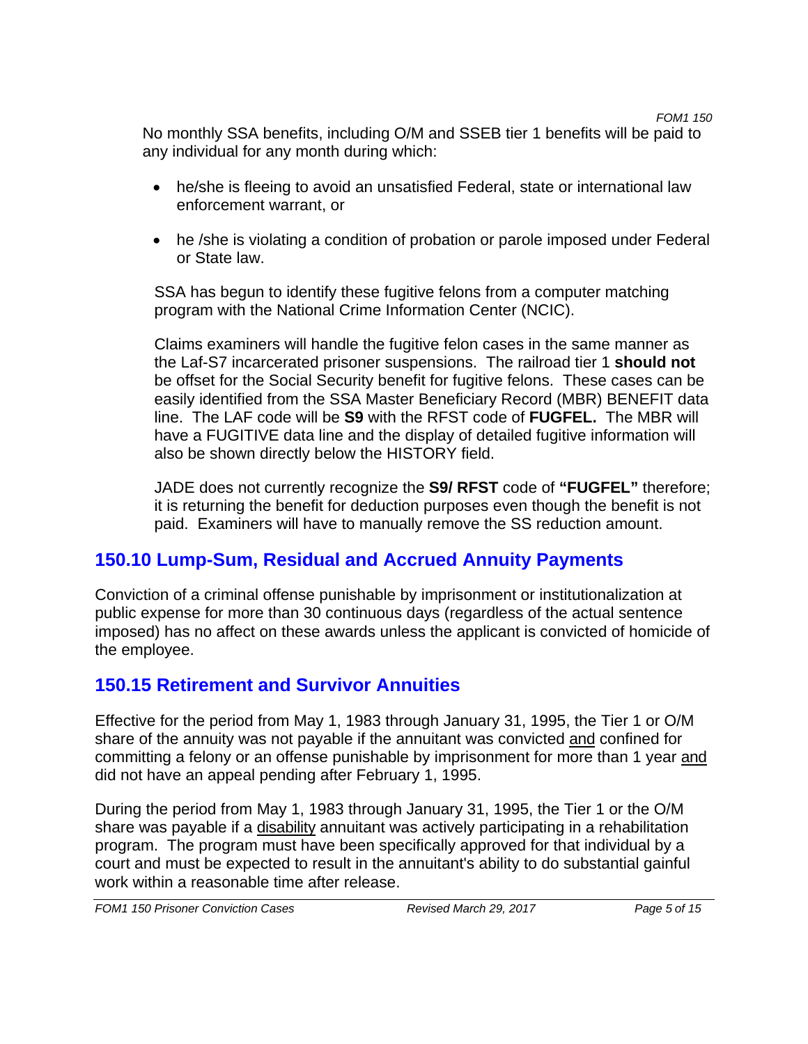No monthly SSA benefits, including O/M and SSEB tier 1 benefits will be paid to any individual for any month during which:

- he/she is fleeing to avoid an unsatisfied Federal, state or international law enforcement warrant, or
- he /she is violating a condition of probation or parole imposed under Federal or State law.

SSA has begun to identify these fugitive felons from a computer matching program with the National Crime Information Center (NCIC).

Claims examiners will handle the fugitive felon cases in the same manner as the Laf-S7 incarcerated prisoner suspensions. The railroad tier 1 **should not** be offset for the Social Security benefit for fugitive felons. These cases can be easily identified from the SSA Master Beneficiary Record (MBR) BENEFIT data line. The LAF code will be **S9** with the RFST code of **FUGFEL.** The MBR will have a FUGITIVE data line and the display of detailed fugitive information will also be shown directly below the HISTORY field.

JADE does not currently recognize the **S9/ RFST** code of **"FUGFEL"** therefore; it is returning the benefit for deduction purposes even though the benefit is not paid. Examiners will have to manually remove the SS reduction amount.

## 150.10 Lump-Sum, Residual and Accrued Annuity Payments

Conviction of a criminal offense punishable by imprisonment or institutionalization at public expense for more than 30 continuous days (regardless of the actual sentence imposed) has no affect on these awards unless the applicant is convicted of homicide of the employee.

## 150.15 Retirement and Survivor Annuities

Effective for the period from May 1, 1983 through January 31, 1995, the Tier 1 or O/M share of the annuity was not payable if the annuitant was convicted and confined for committing a felony or an offense punishable by imprisonment for more than 1 year and did not have an appeal pending after February 1, 1995.

During the period from May 1, 1983 through January 31, 1995, the Tier 1 or the O/M share was payable if a disability annuitant was actively participating in a rehabilitation program. The program must have been specifically approved for that individual by a court and must be expected to result in the annuitant's ability to do substantial gainful work within a reasonable time after release.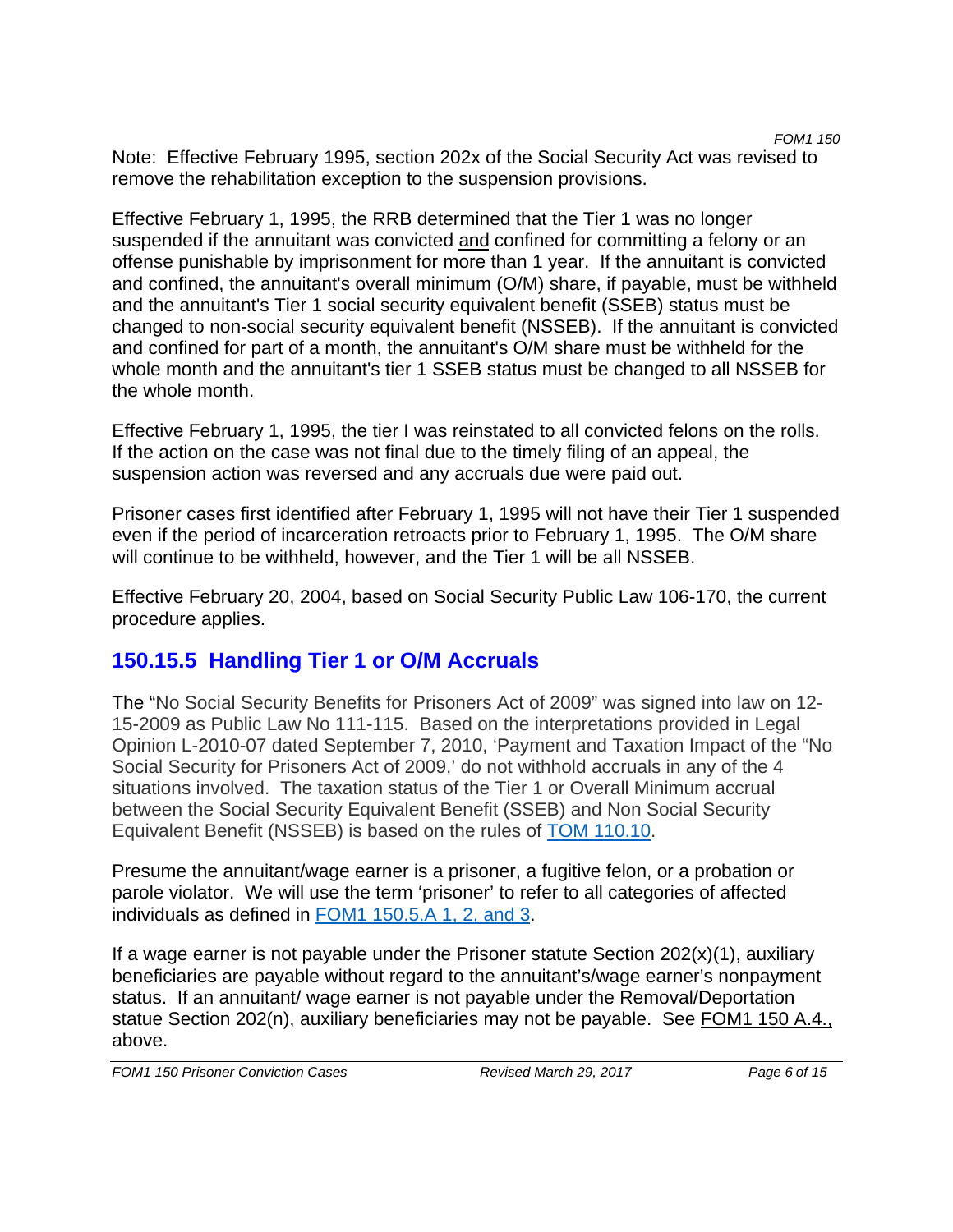Note: Effective February 1995, section 202x of the Social Security Act was revised to remove the rehabilitation exception to the suspension provisions.

Effective February 1, 1995, the RRB determined that the Tier 1 was no longer suspended if the annuitant was convicted and confined for committing a felony or an offense punishable by imprisonment for more than 1 year. If the annuitant is convicted and confined, the annuitant's overall minimum (O/M) share, if payable, must be withheld and the annuitant's Tier 1 social security equivalent benefit (SSEB) status must be changed to non-social security equivalent benefit (NSSEB). If the annuitant is convicted and confined for part of a month, the annuitant's O/M share must be withheld for the whole month and the annuitant's tier 1 SSEB status must be changed to all NSSEB for the whole month.

Effective February 1, 1995, the tier I was reinstated to all convicted felons on the rolls. If the action on the case was not final due to the timely filing of an appeal, the suspension action was reversed and any accruals due were paid out.

Prisoner cases first identified after February 1, 1995 will not have their Tier 1 suspended even if the period of incarceration retroacts prior to February 1, 1995. The O/M share will continue to be withheld, however, and the Tier 1 will be all NSSEB.

Effective February 20, 2004, based on Social Security Public Law 106-170, the current procedure applies.

## 150.15.5 Handling Tier 1 or O/M Accruals

The "No Social Security Benefits for Prisoners Act of 2009" was signed into law on 12-15-2009 as Public Law No 111-115. Based on the interpretations provided in Legal Opinion L-2010-07 dated September 7, 2010, 'Payment and Taxation Impact of the "No Social Security for Prisoners Act of 2009,' do not withhold accruals in any of the 4 situations involved. The taxation status of the Tier 1 or Overall Minimum accrual between the Social Security Equivalent Benefit (SSEB) and Non Social Security Equivalent Benefit (NSSEB) is based on the rules of TOM 110.10.

Presume the annuitant/wage earner is a prisoner, a fugitive felon, or a probation or parole violator. We will use the term 'prisoner' to refer to all categories of affected individuals as defined in FOM1 150.5.A 1, 2, and 3.

If a wage earner is not payable under the Prisoner statute Section 202(x)(1), auxiliary beneficiaries are payable without regard to the annuitant's/wage earner's nonpayment status. If an annuitant/ wage earner is not payable under the Removal/Deportation statue Section 202(n), auxiliary beneficiaries may not be payable. See FOM1 150 A.4., above.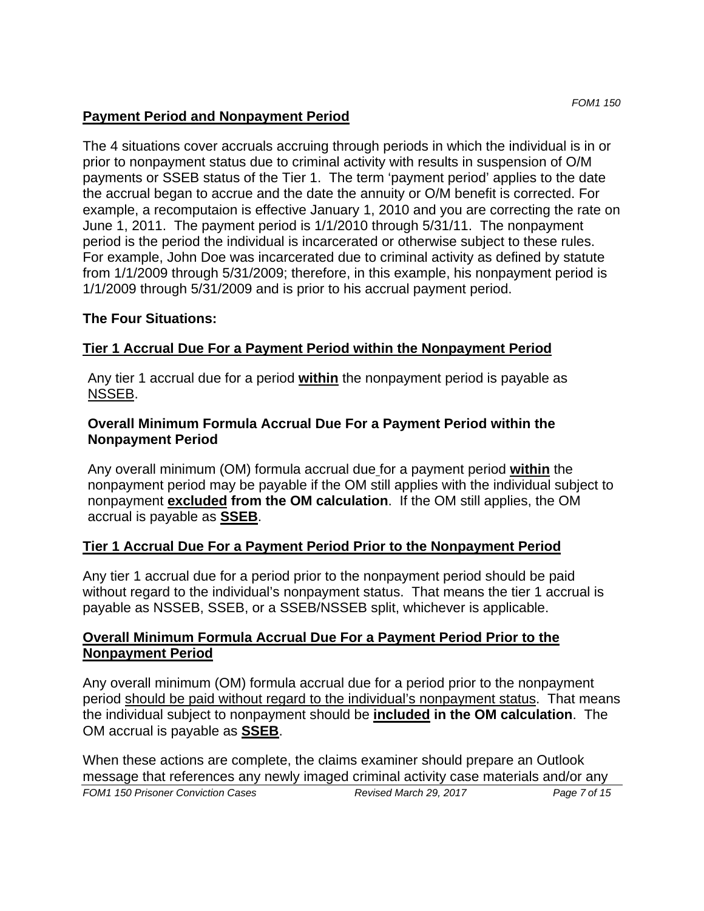## Payment Period and Nonpayment Period

The 4 situations cover accruals accruing through periods in which the individual is in or prior to nonpayment status due to criminal activity with results in suspension of O/M payments or SSEB status of the Tier 1. The term 'payment period' applies to the date the accrual began to accrue and the date the annuity or O/M benefit is corrected. For example, a recomputaion is effective January 1, 2010 and you are correcting the rate on June 1, 2011. The payment period is 1/1/2010 through 5/31/11. The nonpayment period is the period the individual is incarcerated or otherwise subject to these rules. For example, John Doe was incarcerated due to criminal activity as defined by statute from 1/1/2009 through 5/31/2009; therefore, in this example, his nonpayment period is 1/1/2009 through 5/31/2009 and is prior to his accrual payment period.

**The Four Situations:**

### Tier 1 Accrual Due For a Payment Period within the Nonpayment Period

Any tier 1 accrual due for a period **within** the nonpayment period is payable as NSSEB.

**Overall Minimum Formula Accrual Due For a Payment Period within the Nonpayment Period**

Any overall minimum (OM) formula accrual due for a payment period **within** the nonpayment period may be payable if the OM still applies with the individual subject to nonpayment **excluded from the OM calculation**. If the OM still applies, the OM accrual is payable as **SSEB**.

### Tier 1 Accrual Due For a Payment Period Prior to the Nonpayment Period

Any tier 1 accrual due for a period prior to the nonpayment period should be paid without regard to the individual's nonpayment status. That means the tier 1 accrual is payable as NSSEB, SSEB, or a SSEB/NSSEB split, whichever is applicable.

### Overall Minimum Formula Accrual Due For a Payment Period Prior to the Nonpayment Period

Any overall minimum (OM) formula accrual due for a period prior to the nonpayment period should be paid without regard to the individual's nonpayment status. That means the individual subject to nonpayment should be **included in the OM calculation**. The OM accrual is payable as **SSEB**.

When these actions are complete, the claims examiner should prepare an Outlook message that references any newly imaged criminal activity case materials and/or any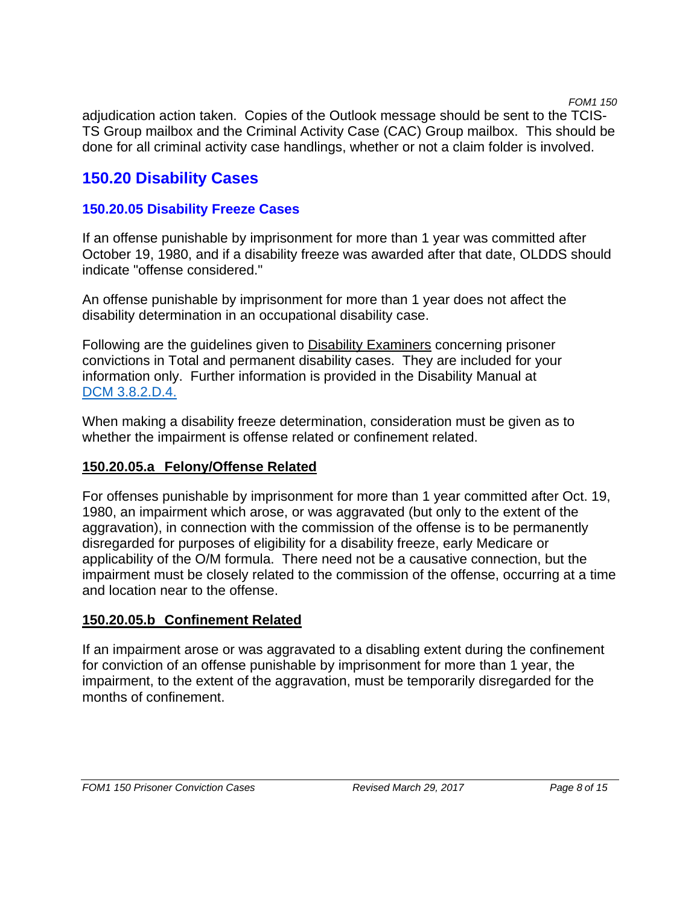adjudication action taken. Copies of the Outlook message should be sent to the TCIS-TS Group mailbox and the Criminal Activity Case (CAC) Group mailbox. This should be done for all criminal activity case handlings, whether or not a claim folder is involved.

## 150.20 Disability Cases

### 150.20.05 Disability Freeze Cases

If an offense punishable by imprisonment for more than 1 year was committed after October 19, 1980, and if a disability freeze was awarded after that date, OLDDS should indicate "offense considered."

An offense punishable by imprisonment for more than 1 year does not affect the disability determination in an occupational disability case.

Following are the guidelines given to Disability Examiners concerning prisoner convictions in Total and permanent disability cases. They are included for your information only. Further information is provided in the Disability Manual at DCM 3.8.2.D.4.

When making a disability freeze determination, consideration must be given as to whether the impairment is offense related or confinement related.

#### 150.20.05.a Felony/Offense Related

For offenses punishable by imprisonment for more than 1 year committed after Oct. 19, 1980, an impairment which arose, or was aggravated (but only to the extent of the aggravation), in connection with the commission of the offense is to be permanently disregarded for purposes of eligibility for a disability freeze, early Medicare or applicability of the O/M formula. There need not be a causative connection, but the impairment must be closely related to the commission of the offense, occurring at a time and location near to the offense.

#### 150.20.05.b Confinement Related

If an impairment arose or was aggravated to a disabling extent during the confinement for conviction of an offense punishable by imprisonment for more than 1 year, the impairment, to the extent of the aggravation, must be temporarily disregarded for the months of confinement.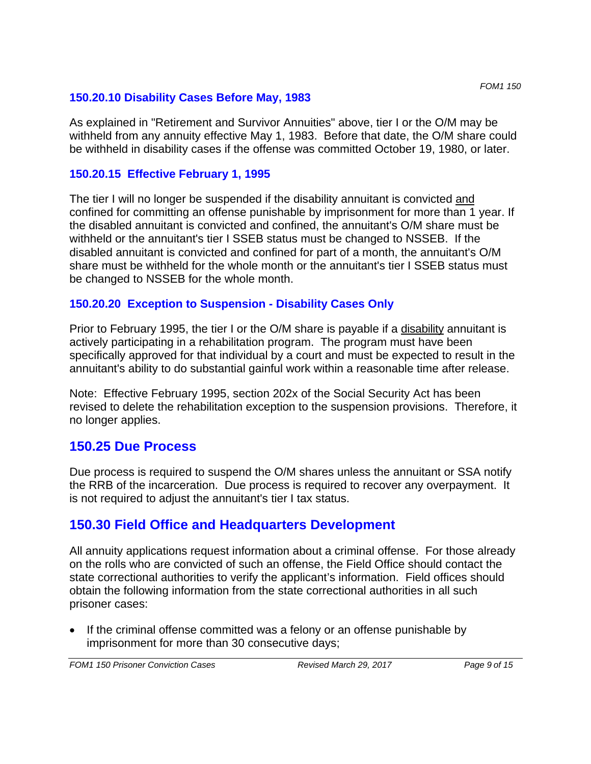### 150.20.10 Disability Cases Before May, 1983

As explained in "Retirement and Survivor Annuities" above, tier I or the O/M may be withheld from any annuity effective May 1, 1983. Before that date, the O/M share could be withheld in disability cases if the offense was committed October 19, 1980, or later.

### 150.20.15 Effective February 1, 1995

The tier I will no longer be suspended if the disability annuitant is convicted <u>and</u> confined for committing an offense punishable by imprisonment for more than 1 year. If the disabled annuitant is convicted and confined, the annuitant's O/M share must be withheld or the annuitant's tier I SSEB status must be changed to NSSEB. If the disabled annuitant is convicted and confined for part of a month, the annuitant's O/M share must be withheld for the whole month or the annuitant's tier I SSEB status must be changed to NSSEB for the whole month.

### 150.20.20 Exception to Suspension - Disability Cases Only

Prior to February 1995, the tier I or the O/M share is payable if a <u>disability</u> annuitant is actively participating in a rehabilitation program. The program must have been specifically approved for that individual by a court and must be expected to result in the annuitant's ability to do substantial gainful work within a reasonable time after release.

Note: Effective February 1995, section 202x of the Social Security Act has been revised to delete the rehabilitation exception to the suspension provisions. Therefore, it no longer applies.

## 150.25 Due Process

Due process is required to suspend the O/M shares unless the annuitant or SSA notify the RRB of the incarceration. Due process is required to recover any overpayment. It is not required to adjust the annuitant's tier I tax status.

## 150.30 Field Office and Headquarters Development

All annuity applications request information about a criminal offense. For those already on the rolls who are convicted of such an offense, the Field Office should contact the state correctional authorities to verify the applicant's information. Field offices should obtain the following information from the state correctional authorities in all such prisoner cases:

- If the criminal offense committed was a felony or an offense punishable by imprisonment for more than 30 consecutive days;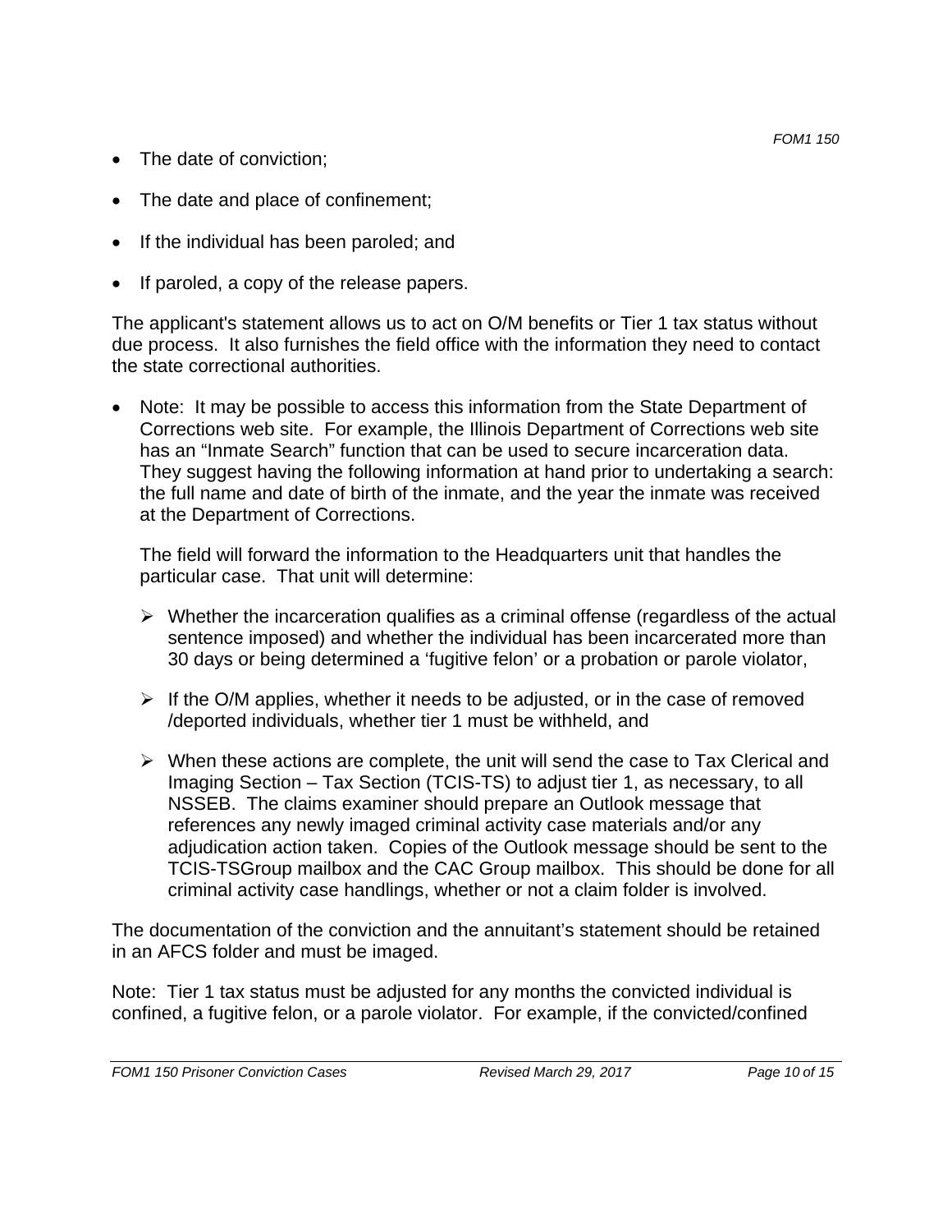- The date of conviction;
- The date and place of confinement;
- If the individual has been paroled; and
- If paroled, a copy of the release papers.

The applicant's statement allows us to act on O/M benefits or Tier 1 tax status without due process. It also furnishes the field office with the information they need to contact the state correctional authorities.

- Note: It may be possible to access this information from the State Department of Corrections web site. For example, the Illinois Department of Corrections web site has an "Inmate Search" function that can be used to secure incarceration data. They suggest having the following information at hand prior to undertaking a search: the full name and date of birth of the inmate, and the year the inmate was received at the Department of Corrections.

  The field will forward the information to the Headquarters unit that handles the particular case. That unit will determine:

  - Whether the incarceration qualifies as a criminal offense (regardless of the actual sentence imposed) and whether the individual has been incarcerated more than 30 days or being determined a 'fugitive felon' or a probation or parole violator,
  - If the O/M applies, whether it needs to be adjusted, or in the case of removed /deported individuals, whether tier 1 must be withheld, and
  - When these actions are complete, the unit will send the case to Tax Clerical and Imaging Section – Tax Section (TCIS-TS) to adjust tier 1, as necessary, to all NSSEB. The claims examiner should prepare an Outlook message that references any newly imaged criminal activity case materials and/or any adjudication action taken. Copies of the Outlook message should be sent to the TCIS-TSGroup mailbox and the CAC Group mailbox. This should be done for all criminal activity case handlings, whether or not a claim folder is involved.

The documentation of the conviction and the annuitant's statement should be retained in an AFCS folder and must be imaged.

Note: Tier 1 tax status must be adjusted for any months the convicted individual is confined, a fugitive felon, or a parole violator. For example, if the convicted/confined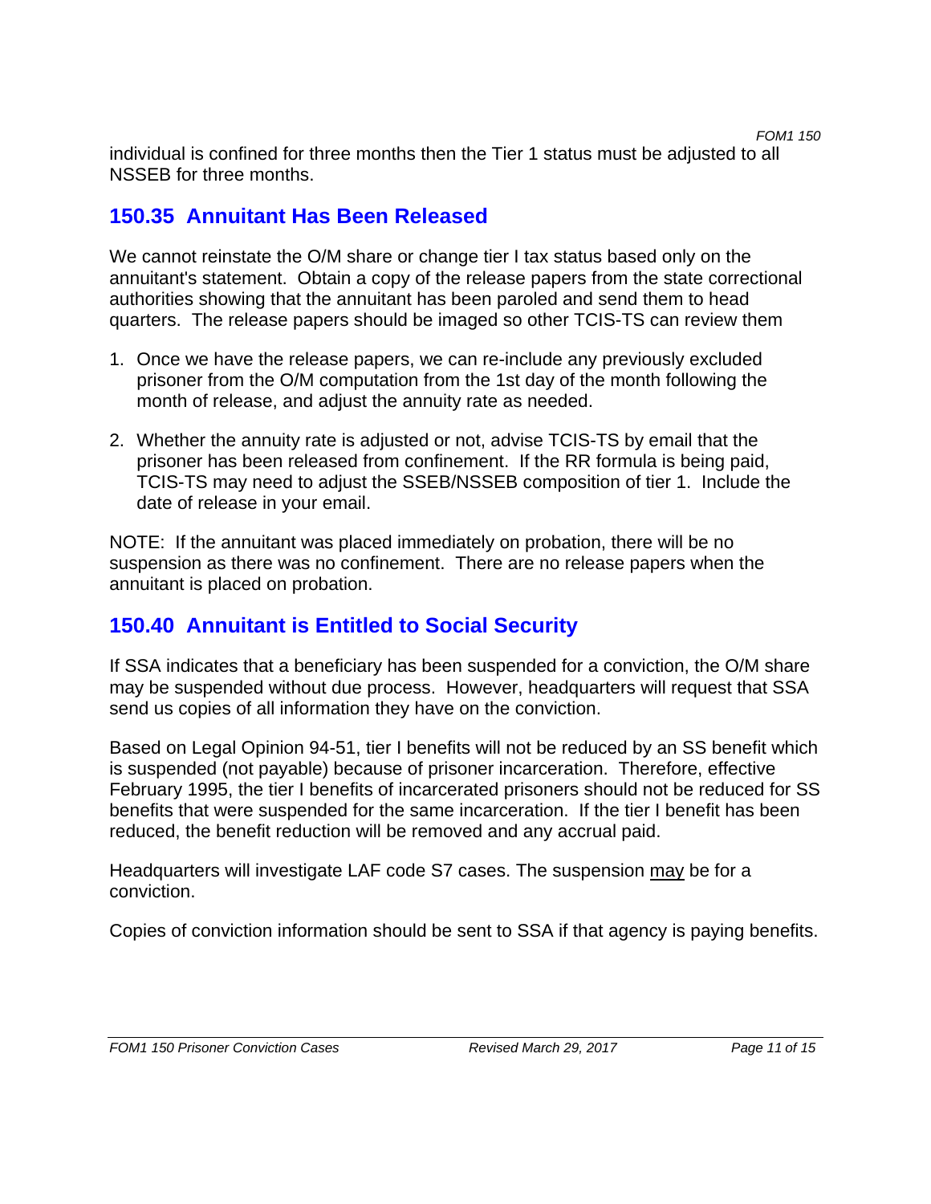individual is confined for three months then the Tier 1 status must be adjusted to all NSSEB for three months.

## 150.35 Annuitant Has Been Released

We cannot reinstate the O/M share or change tier I tax status based only on the annuitant's statement. Obtain a copy of the release papers from the state correctional authorities showing that the annuitant has been paroled and send them to head quarters. The release papers should be imaged so other TCIS-TS can review them

1. Once we have the release papers, we can re-include any previously excluded prisoner from the O/M computation from the 1st day of the month following the month of release, and adjust the annuity rate as needed.

2. Whether the annuity rate is adjusted or not, advise TCIS-TS by email that the prisoner has been released from confinement. If the RR formula is being paid, TCIS-TS may need to adjust the SSEB/NSSEB composition of tier 1. Include the date of release in your email.

NOTE: If the annuitant was placed immediately on probation, there will be no suspension as there was no confinement. There are no release papers when the annuitant is placed on probation.

## 150.40 Annuitant is Entitled to Social Security

If SSA indicates that a beneficiary has been suspended for a conviction, the O/M share may be suspended without due process. However, headquarters will request that SSA send us copies of all information they have on the conviction.

Based on Legal Opinion 94-51, tier I benefits will not be reduced by an SS benefit which is suspended (not payable) because of prisoner incarceration. Therefore, effective February 1995, the tier I benefits of incarcerated prisoners should not be reduced for SS benefits that were suspended for the same incarceration. If the tier I benefit has been reduced, the benefit reduction will be removed and any accrual paid.

Headquarters will investigate LAF code S7 cases. The suspension <u>may</u> be for a conviction.

Copies of conviction information should be sent to SSA if that agency is paying benefits.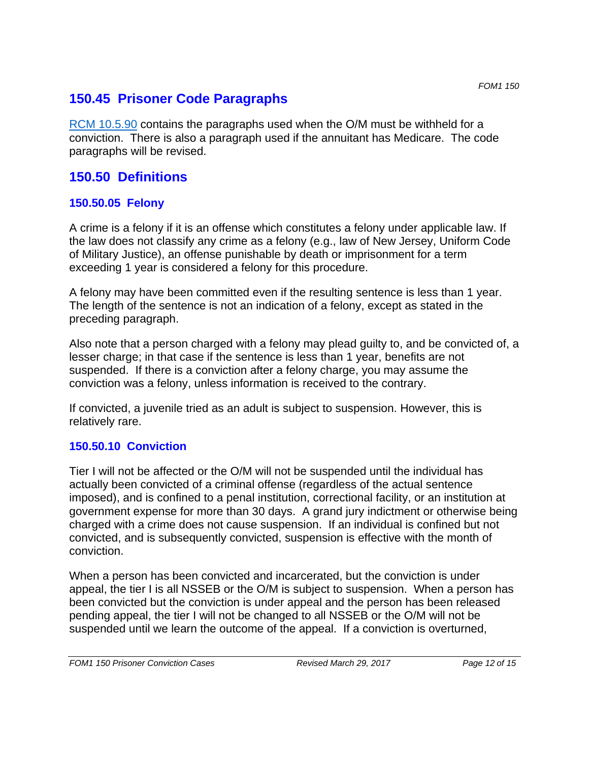## 150.45 Prisoner Code Paragraphs

RCM 10.5.90 contains the paragraphs used when the O/M must be withheld for a conviction. There is also a paragraph used if the annuitant has Medicare. The code paragraphs will be revised.

## 150.50 Definitions

### 150.50.05 Felony

A crime is a felony if it is an offense which constitutes a felony under applicable law. If the law does not classify any crime as a felony (e.g., law of New Jersey, Uniform Code of Military Justice), an offense punishable by death or imprisonment for a term exceeding 1 year is considered a felony for this procedure.

A felony may have been committed even if the resulting sentence is less than 1 year. The length of the sentence is not an indication of a felony, except as stated in the preceding paragraph.

Also note that a person charged with a felony may plead guilty to, and be convicted of, a lesser charge; in that case if the sentence is less than 1 year, benefits are not suspended. If there is a conviction after a felony charge, you may assume the conviction was a felony, unless information is received to the contrary.

If convicted, a juvenile tried as an adult is subject to suspension. However, this is relatively rare.

### 150.50.10 Conviction

Tier I will not be affected or the O/M will not be suspended until the individual has actually been convicted of a criminal offense (regardless of the actual sentence imposed), and is confined to a penal institution, correctional facility, or an institution at government expense for more than 30 days. A grand jury indictment or otherwise being charged with a crime does not cause suspension. If an individual is confined but not convicted, and is subsequently convicted, suspension is effective with the month of conviction.

When a person has been convicted and incarcerated, but the conviction is under appeal, the tier I is all NSSEB or the O/M is subject to suspension. When a person has been convicted but the conviction is under appeal and the person has been released pending appeal, the tier I will not be changed to all NSSEB or the O/M will not be suspended until we learn the outcome of the appeal. If a conviction is overturned,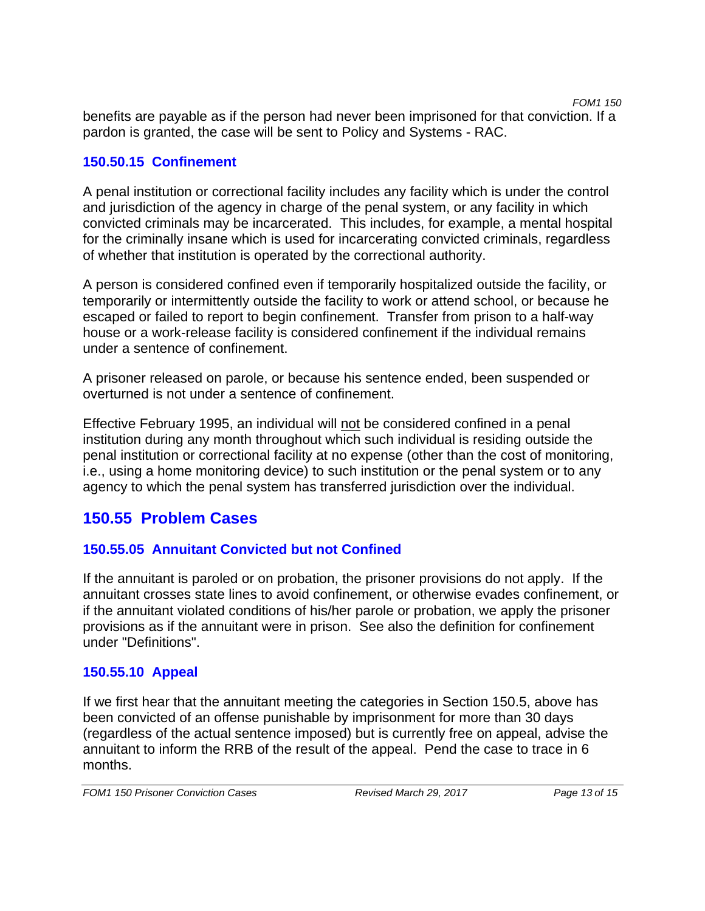benefits are payable as if the person had never been imprisoned for that conviction. If a pardon is granted, the case will be sent to Policy and Systems - RAC.

### 150.50.15 Confinement

A penal institution or correctional facility includes any facility which is under the control and jurisdiction of the agency in charge of the penal system, or any facility in which convicted criminals may be incarcerated. This includes, for example, a mental hospital for the criminally insane which is used for incarcerating convicted criminals, regardless of whether that institution is operated by the correctional authority.

A person is considered confined even if temporarily hospitalized outside the facility, or temporarily or intermittently outside the facility to work or attend school, or because he escaped or failed to report to begin confinement. Transfer from prison to a half-way house or a work-release facility is considered confinement if the individual remains under a sentence of confinement.

A prisoner released on parole, or because his sentence ended, been suspended or overturned is not under a sentence of confinement.

Effective February 1995, an individual will <u>not</u> be considered confined in a penal institution during any month throughout which such individual is residing outside the penal institution or correctional facility at no expense (other than the cost of monitoring, i.e., using a home monitoring device) to such institution or the penal system or to any agency to which the penal system has transferred jurisdiction over the individual.

## 150.55 Problem Cases

### 150.55.05 Annuitant Convicted but not Confined

If the annuitant is paroled or on probation, the prisoner provisions do not apply. If the annuitant crosses state lines to avoid confinement, or otherwise evades confinement, or if the annuitant violated conditions of his/her parole or probation, we apply the prisoner provisions as if the annuitant were in prison. See also the definition for confinement under "Definitions".

### 150.55.10 Appeal

If we first hear that the annuitant meeting the categories in Section 150.5, above has been convicted of an offense punishable by imprisonment for more than 30 days (regardless of the actual sentence imposed) but is currently free on appeal, advise the annuitant to inform the RRB of the result of the appeal. Pend the case to trace in 6 months.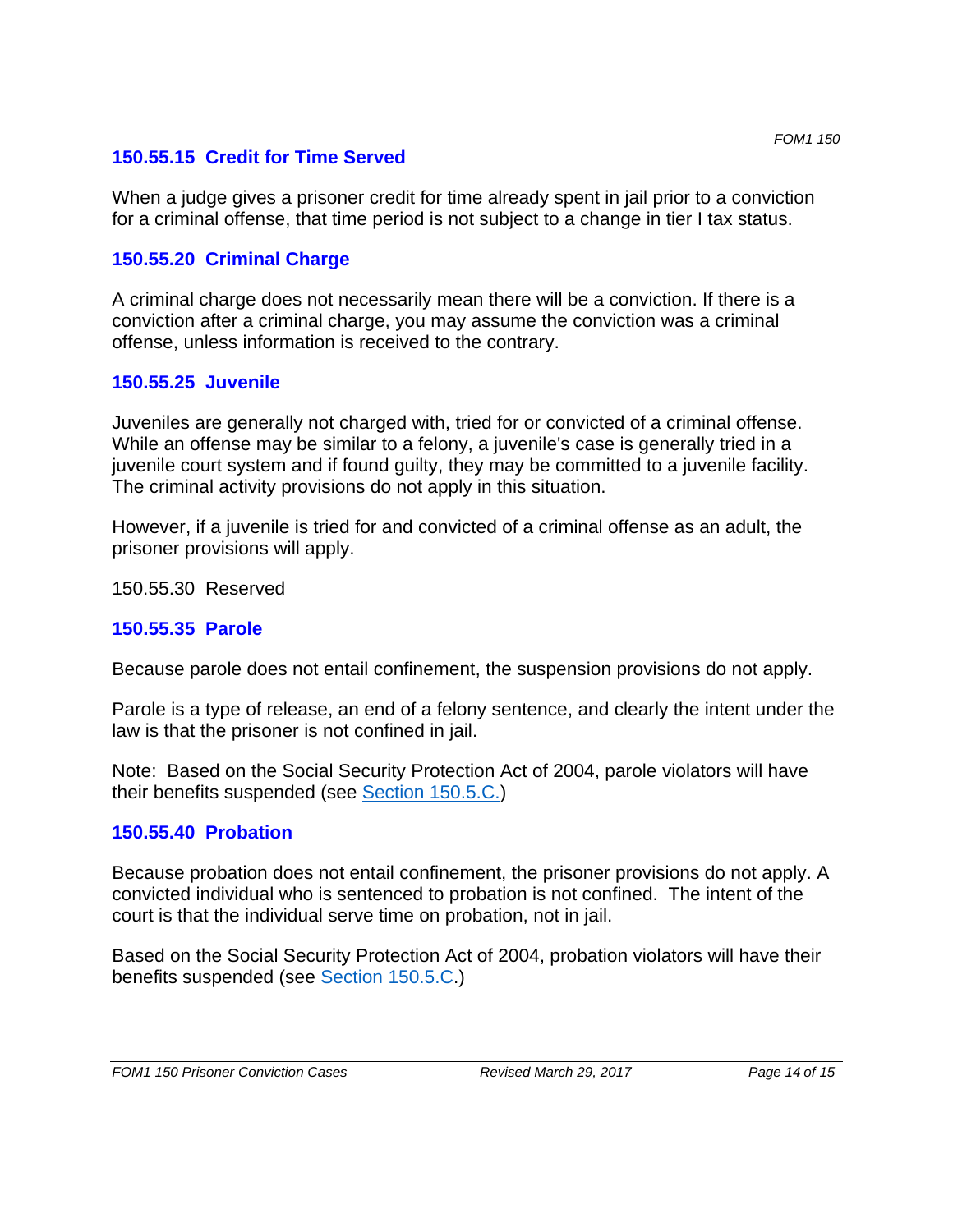### 150.55.15 Credit for Time Served

When a judge gives a prisoner credit for time already spent in jail prior to a conviction for a criminal offense, that time period is not subject to a change in tier I tax status.

### 150.55.20 Criminal Charge

A criminal charge does not necessarily mean there will be a conviction. If there is a conviction after a criminal charge, you may assume the conviction was a criminal offense, unless information is received to the contrary.

### 150.55.25 Juvenile

Juveniles are generally not charged with, tried for or convicted of a criminal offense. While an offense may be similar to a felony, a juvenile's case is generally tried in a juvenile court system and if found guilty, they may be committed to a juvenile facility. The criminal activity provisions do not apply in this situation.

However, if a juvenile is tried for and convicted of a criminal offense as an adult, the prisoner provisions will apply.

150.55.30 Reserved

### 150.55.35 Parole

Because parole does not entail confinement, the suspension provisions do not apply.

Parole is a type of release, an end of a felony sentence, and clearly the intent under the law is that the prisoner is not confined in jail.

Note: Based on the Social Security Protection Act of 2004, parole violators will have their benefits suspended (see Section 150.5.C.)

### 150.55.40 Probation

Because probation does not entail confinement, the prisoner provisions do not apply. A convicted individual who is sentenced to probation is not confined. The intent of the court is that the individual serve time on probation, not in jail.

Based on the Social Security Protection Act of 2004, probation violators will have their benefits suspended (see Section 150.5.C.)